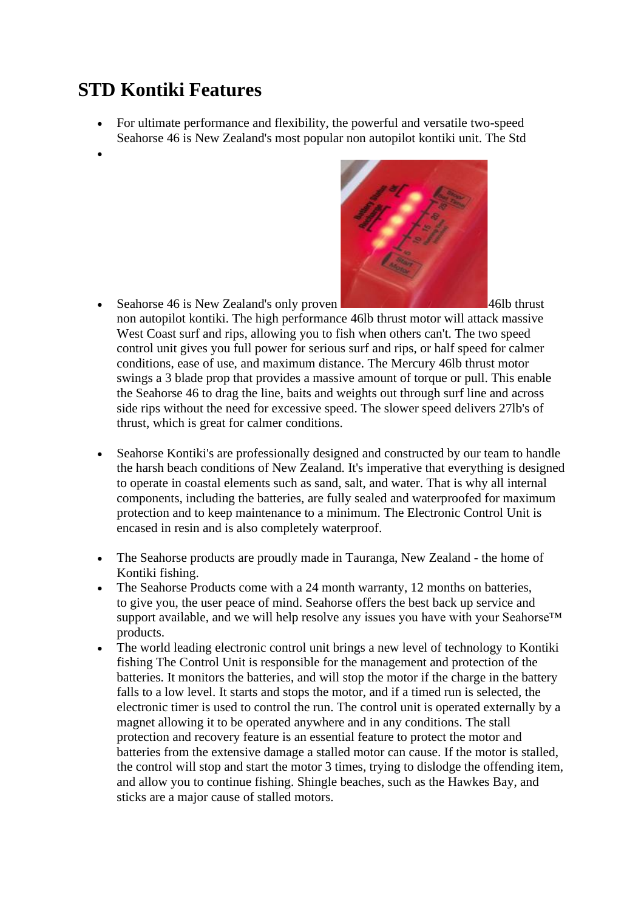# STD Kontiki Features

- For ultimate performance and flexibility, the powerful and versatile two-speed Seahorse 46 is New Zealand's most popular non autopilot kontiki unit. The Std
- 
- Seahorse 46 is New Zealand's only proven 46lb thrust non autopilot kontiki. The high performance 46lb thrust motor will attack massive West Coast surf and rips, allowing you to fish when others can't. The two speed control unit gives you full power for serious surf and rips, or half speed for calmer conditions, ease of use, and maximum distance. The Mercury 46lb thrust motor swings a 3 blade prop that provides a massive amount of torque or pull. This enable the Seahorse 46 to drag the line, baits and weights out through surf line and across side rips without the need for excessive speed. The slower speed delivers 27lb's of thrust, which is great for calmer conditions.

- Seahorse Kontiki's are professionally designed and constructed by our team to handle the harsh beach conditions of New Zealand. It's imperative that everything is designed to operate in coastal elements such as sand, salt, and water. That is why all internal components, including the batteries, are fully sealed and waterproofed for maximum protection and to keep maintenance to a minimum. The Electronic Control Unit is encased in resin and is also completely waterproof.

- The Seahorse products are proudly made in Tauranga, New Zealand - the home of Kontiki fishing.
- The Seahorse Products come with a 24 month warranty, 12 months on batteries, to give you, the user peace of mind. Seahorse offers the best back up service and support available, and we will help resolve any issues you have with your Seahorse™ products.
- The world leading electronic control unit brings a new level of technology to Kontiki fishing The Control Unit is responsible for the management and protection of the batteries. It monitors the batteries, and will stop the motor if the charge in the battery falls to a low level. It starts and stops the motor, and if a timed run is selected, the electronic timer is used to control the run. The control unit is operated externally by a magnet allowing it to be operated anywhere and in any conditions. The stall protection and recovery feature is an essential feature to protect the motor and batteries from the extensive damage a stalled motor can cause. If the motor is stalled, the control will stop and start the motor 3 times, trying to dislodge the offending item, and allow you to continue fishing. Shingle beaches, such as the Hawkes Bay, and sticks are a major cause of stalled motors.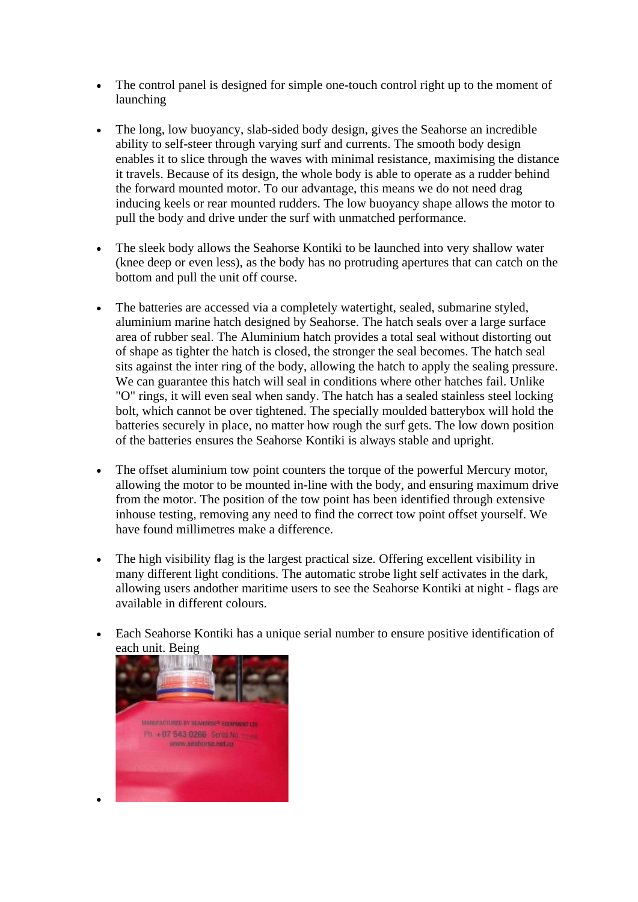- The control panel is designed for simple one-touch control right up to the moment of launching

- The long, low buoyancy, slab-sided body design, gives the Seahorse an incredible ability to self-steer through varying surf and currents. The smooth body design enables it to slice through the waves with minimal resistance, maximising the distance it travels. Because of its design, the whole body is able to operate as a rudder behind the forward mounted motor. To our advantage, this means we do not need drag inducing keels or rear mounted rudders. The low buoyancy shape allows the motor to pull the body and drive under the surf with unmatched performance.

- The sleek body allows the Seahorse Kontiki to be launched into very shallow water (knee deep or even less), as the body has no protruding apertures that can catch on the bottom and pull the unit off course.

- The batteries are accessed via a completely watertight, sealed, submarine styled, aluminium marine hatch designed by Seahorse. The hatch seals over a large surface area of rubber seal. The Aluminium hatch provides a total seal without distorting out of shape as tighter the hatch is closed, the stronger the seal becomes. The hatch seal sits against the inter ring of the body, allowing the hatch to apply the sealing pressure. We can guarantee this hatch will seal in conditions where other hatches fail. Unlike "O" rings, it will even seal when sandy. The hatch has a sealed stainless steel locking bolt, which cannot be over tightened. The specially moulded batterybox will hold the batteries securely in place, no matter how rough the surf gets. The low down position of the batteries ensures the Seahorse Kontiki is always stable and upright.

- The offset aluminium tow point counters the torque of the powerful Mercury motor, allowing the motor to be mounted in-line with the body, and ensuring maximum drive from the motor. The position of the tow point has been identified through extensive inhouse testing, removing any need to find the correct tow point offset yourself. We have found millimetres make a difference.

- The high visibility flag is the largest practical size. Offering excellent visibility in many different light conditions. The automatic strobe light self activates in the dark, allowing users andother maritime users to see the Seahorse Kontiki at night - flags are available in different colours.

- Each Seahorse Kontiki has a unique serial number to ensure positive identification of each unit. Being

-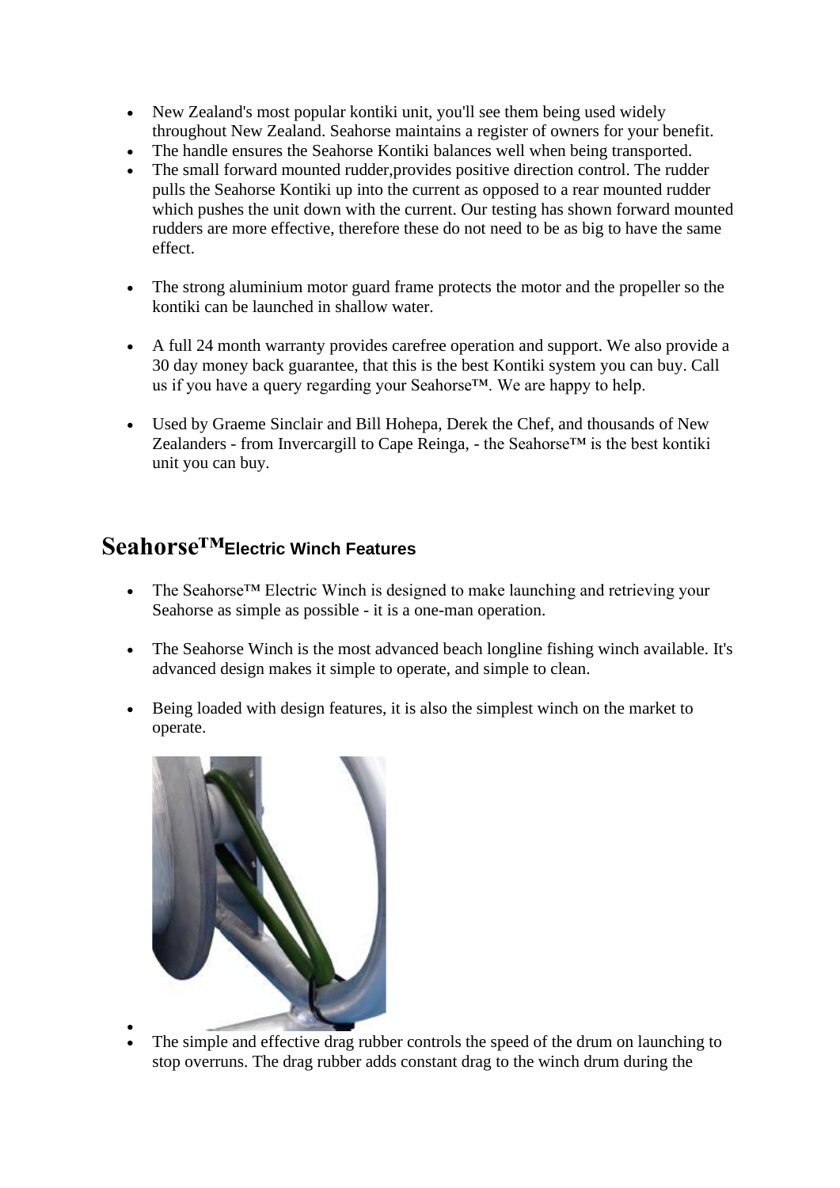- New Zealand's most popular kontiki unit, you'll see them being used widely throughout New Zealand. Seahorse maintains a register of owners for your benefit.
- The handle ensures the Seahorse Kontiki balances well when being transported.
- The small forward mounted rudder,provides positive direction control. The rudder pulls the Seahorse Kontiki up into the current as opposed to a rear mounted rudder which pushes the unit down with the current. Our testing has shown forward mounted rudders are more effective, therefore these do not need to be as big to have the same effect.

- The strong aluminium motor guard frame protects the motor and the propeller so the kontiki can be launched in shallow water.

- A full 24 month warranty provides carefree operation and support. We also provide a 30 day money back guarantee, that this is the best Kontiki system you can buy. Call us if you have a query regarding your Seahorse™. We are happy to help.

- Used by Graeme Sinclair and Bill Hohepa, Derek the Chef, and thousands of New Zealanders - from Invercargill to Cape Reinga, - the Seahorse™ is the best kontiki unit you can buy.

## Seahorse™ Electric Winch Features

- The Seahorse™ Electric Winch is designed to make launching and retrieving your Seahorse as simple as possible - it is a one-man operation.

- The Seahorse Winch is the most advanced beach longline fishing winch available. It's advanced design makes it simple to operate, and simple to clean.

- Being loaded with design features, it is also the simplest winch on the market to operate.

- The simple and effective drag rubber controls the speed of the drum on launching to stop overruns. The drag rubber adds constant drag to the winch drum during the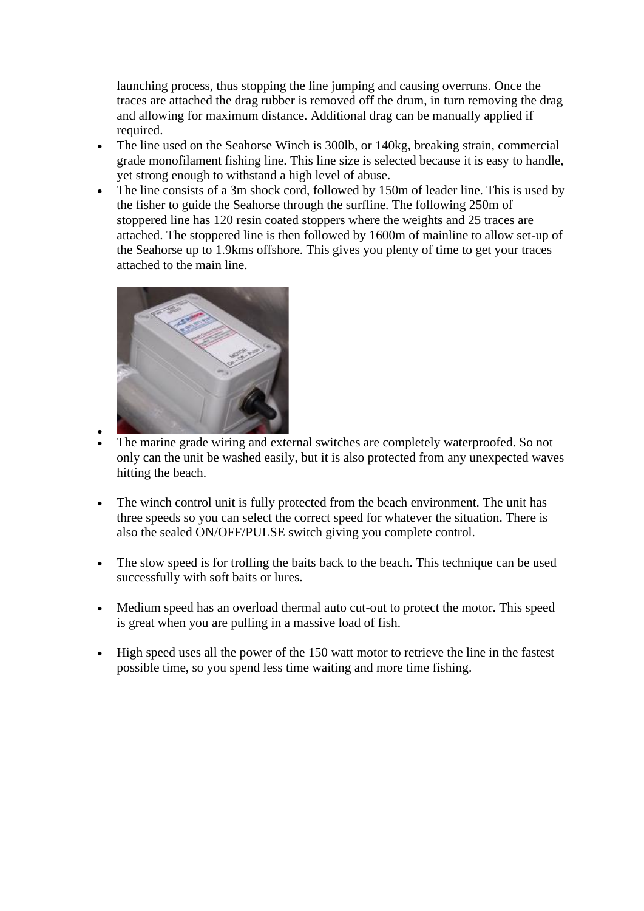launching process, thus stopping the line jumping and causing overruns. Once the traces are attached the drag rubber is removed off the drum, in turn removing the drag and allowing for maximum distance. Additional drag can be manually applied if required.

- The line used on the Seahorse Winch is 300lb, or 140kg, breaking strain, commercial grade monofilament fishing line. This line size is selected because it is easy to handle, yet strong enough to withstand a high level of abuse.
- The line consists of a 3m shock cord, followed by 150m of leader line. This is used by the fisher to guide the Seahorse through the surfline. The following 250m of stoppered line has 120 resin coated stoppers where the weights and 25 traces are attached. The stoppered line is then followed by 1600m of mainline to allow set-up of the Seahorse up to 1.9kms offshore. This gives you plenty of time to get your traces attached to the main line.
- The marine grade wiring and external switches are completely waterproofed. So not only can the unit be washed easily, but it is also protected from any unexpected waves hitting the beach.
- The winch control unit is fully protected from the beach environment. The unit has three speeds so you can select the correct speed for whatever the situation. There is also the sealed ON/OFF/PULSE switch giving you complete control.
- The slow speed is for trolling the baits back to the beach. This technique can be used successfully with soft baits or lures.
- Medium speed has an overload thermal auto cut-out to protect the motor. This speed is great when you are pulling in a massive load of fish.
- High speed uses all the power of the 150 watt motor to retrieve the line in the fastest possible time, so you spend less time waiting and more time fishing.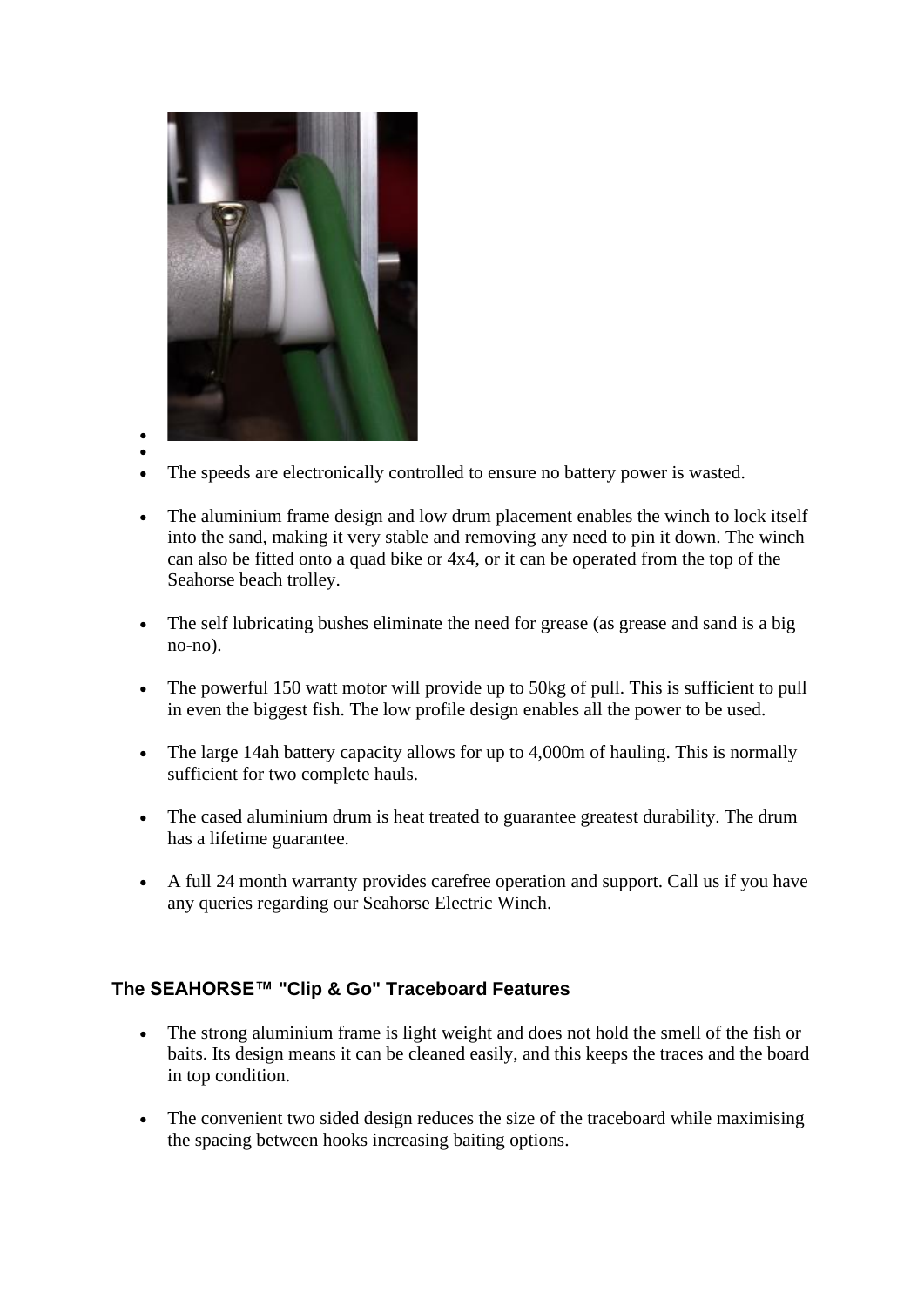- The speeds are electronically controlled to ensure no battery power is wasted.
- The aluminium frame design and low drum placement enables the winch to lock itself into the sand, making it very stable and removing any need to pin it down. The winch can also be fitted onto a quad bike or 4x4, or it can be operated from the top of the Seahorse beach trolley.
- The self lubricating bushes eliminate the need for grease (as grease and sand is a big no-no).
- The powerful 150 watt motor will provide up to 50kg of pull. This is sufficient to pull in even the biggest fish. The low profile design enables all the power to be used.
- The large 14ah battery capacity allows for up to 4,000m of hauling. This is normally sufficient for two complete hauls.
- The cased aluminium drum is heat treated to guarantee greatest durability. The drum has a lifetime guarantee.
- A full 24 month warranty provides carefree operation and support. Call us if you have any queries regarding our Seahorse Electric Winch.

### The SEAHORSE™ "Clip & Go" Traceboard Features

- The strong aluminium frame is light weight and does not hold the smell of the fish or baits. Its design means it can be cleaned easily, and this keeps the traces and the board in top condition.
- The convenient two sided design reduces the size of the traceboard while maximising the spacing between hooks increasing baiting options.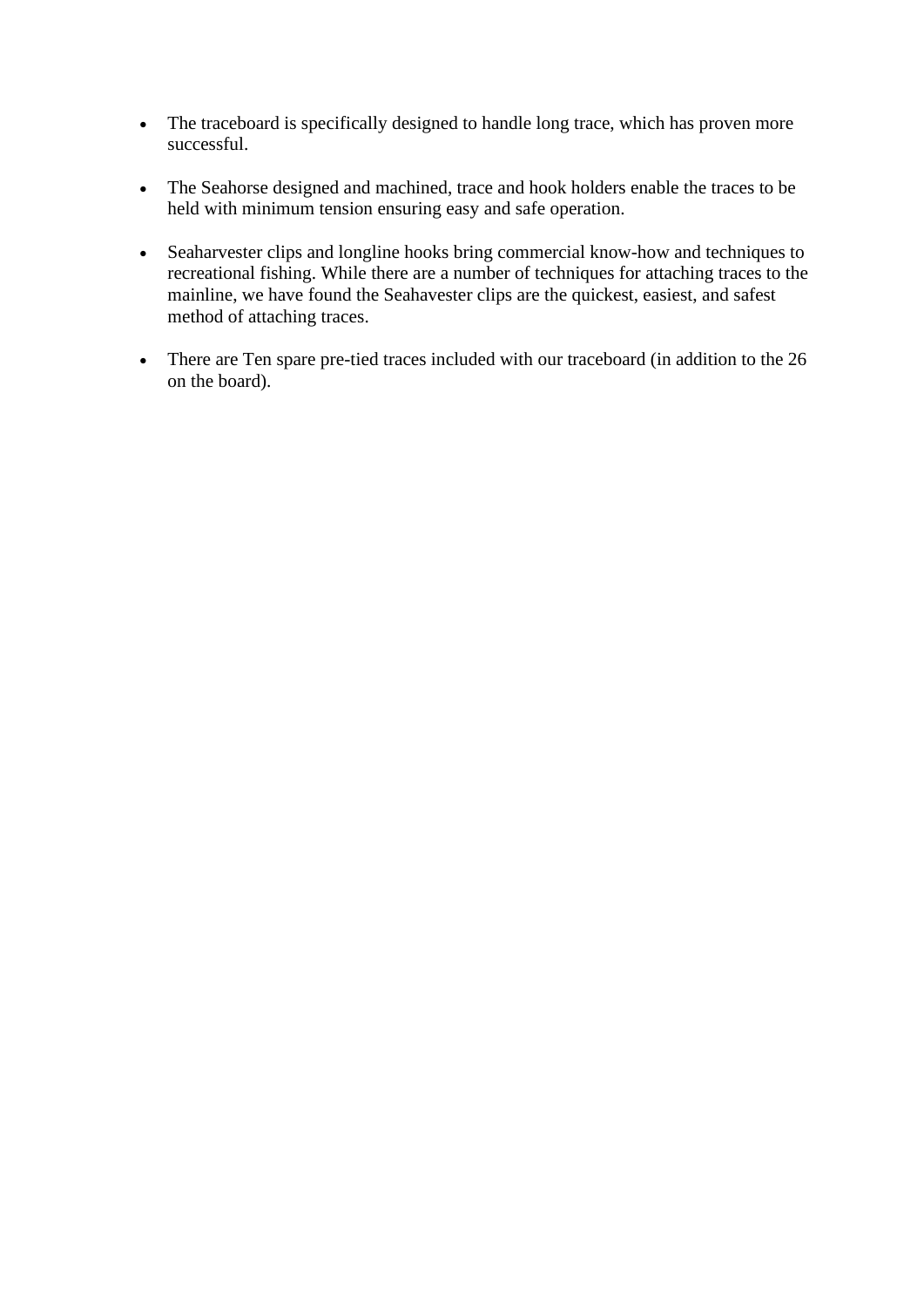- The traceboard is specifically designed to handle long trace, which has proven more successful.

- The Seahorse designed and machined, trace and hook holders enable the traces to be held with minimum tension ensuring easy and safe operation.

- Seaharvester clips and longline hooks bring commercial know-how and techniques to recreational fishing. While there are a number of techniques for attaching traces to the mainline, we have found the Seahavester clips are the quickest, easiest, and safest method of attaching traces.

- There are Ten spare pre-tied traces included with our traceboard (in addition to the 26 on the board).